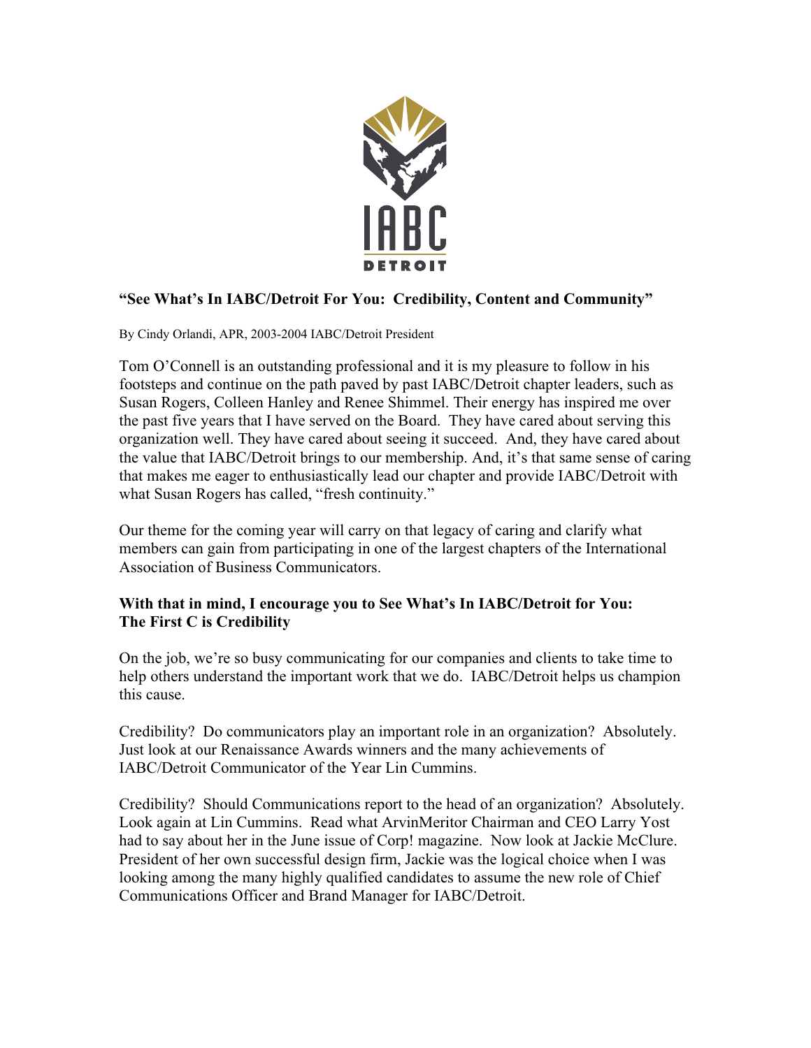**"See What's In IABC/Detroit For You: Credibility, Content and Community"**

By Cindy Orlandi, APR, 2003-2004 IABC/Detroit President

Tom O'Connell is an outstanding professional and it is my pleasure to follow in his footsteps and continue on the path paved by past IABC/Detroit chapter leaders, such as Susan Rogers, Colleen Hanley and Renee Shimmel. Their energy has inspired me over the past five years that I have served on the Board. They have cared about serving this organization well. They have cared about seeing it succeed. And, they have cared about the value that IABC/Detroit brings to our membership. And, it's that same sense of caring that makes me eager to enthusiastically lead our chapter and provide IABC/Detroit with what Susan Rogers has called, "fresh continuity."

Our theme for the coming year will carry on that legacy of caring and clarify what members can gain from participating in one of the largest chapters of the International Association of Business Communicators.

**With that in mind, I encourage you to See What's In IABC/Detroit for You: The First C is Credibility**

On the job, we're so busy communicating for our companies and clients to take time to help others understand the important work that we do. IABC/Detroit helps us champion this cause.

Credibility? Do communicators play an important role in an organization? Absolutely. Just look at our Renaissance Awards winners and the many achievements of IABC/Detroit Communicator of the Year Lin Cummins.

Credibility? Should Communications report to the head of an organization? Absolutely. Look again at Lin Cummins. Read what ArvinMeritor Chairman and CEO Larry Yost had to say about her in the June issue of Corp! magazine. Now look at Jackie McClure. President of her own successful design firm, Jackie was the logical choice when I was looking among the many highly qualified candidates to assume the new role of Chief Communications Officer and Brand Manager for IABC/Detroit.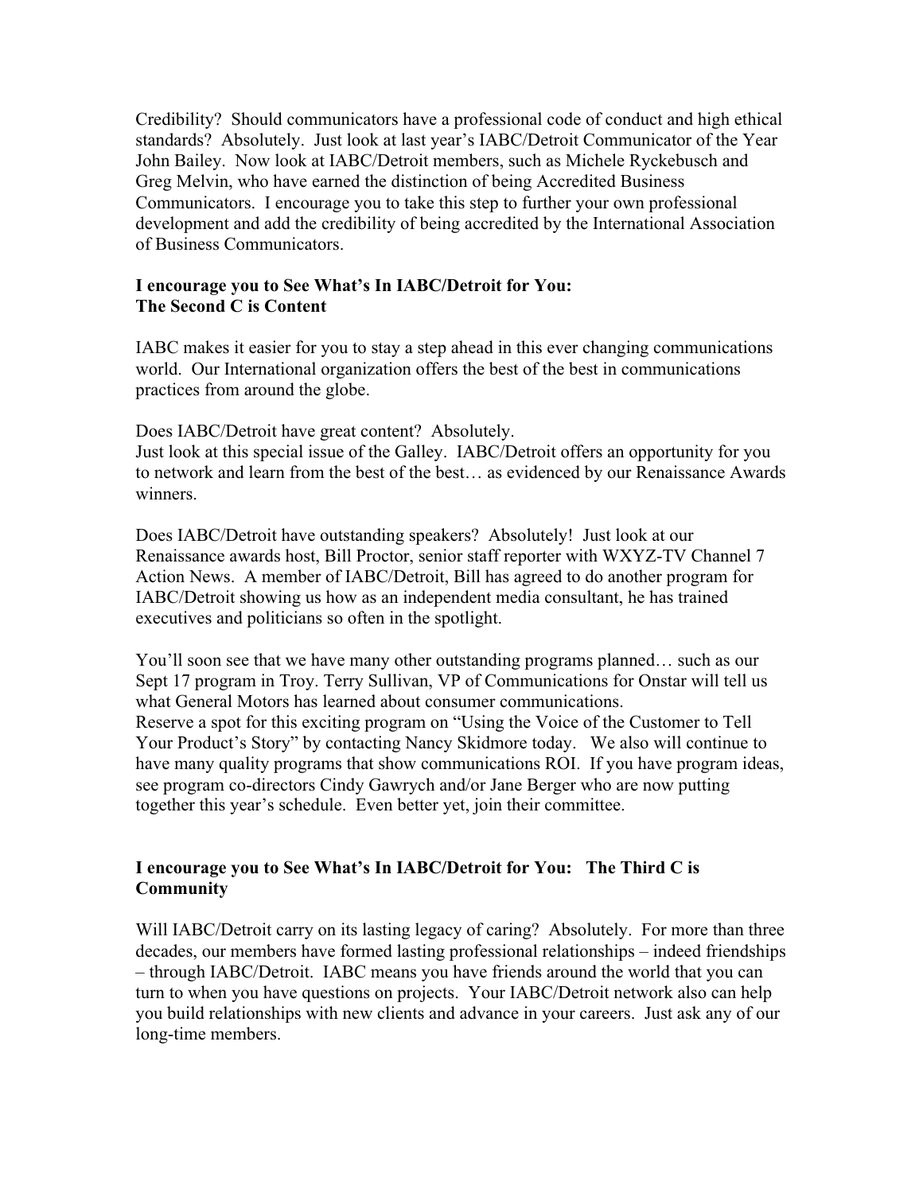Credibility? Should communicators have a professional code of conduct and high ethical standards? Absolutely. Just look at last year's IABC/Detroit Communicator of the Year John Bailey. Now look at IABC/Detroit members, such as Michele Ryckebusch and Greg Melvin, who have earned the distinction of being Accredited Business Communicators. I encourage you to take this step to further your own professional development and add the credibility of being accredited by the International Association of Business Communicators.

**I encourage you to See What's In IABC/Detroit for You:**
**The Second C is Content**

IABC makes it easier for you to stay a step ahead in this ever changing communications world. Our International organization offers the best of the best in communications practices from around the globe.

Does IABC/Detroit have great content? Absolutely.
Just look at this special issue of the Galley. IABC/Detroit offers an opportunity for you to network and learn from the best of the best… as evidenced by our Renaissance Awards winners.

Does IABC/Detroit have outstanding speakers? Absolutely! Just look at our Renaissance awards host, Bill Proctor, senior staff reporter with WXYZ-TV Channel 7 Action News. A member of IABC/Detroit, Bill has agreed to do another program for IABC/Detroit showing us how as an independent media consultant, he has trained executives and politicians so often in the spotlight.

You'll soon see that we have many other outstanding programs planned… such as our Sept 17 program in Troy. Terry Sullivan, VP of Communications for Onstar will tell us what General Motors has learned about consumer communications.
Reserve a spot for this exciting program on "Using the Voice of the Customer to Tell Your Product's Story" by contacting Nancy Skidmore today. We also will continue to have many quality programs that show communications ROI. If you have program ideas, see program co-directors Cindy Gawrych and/or Jane Berger who are now putting together this year's schedule. Even better yet, join their committee.

**I encourage you to See What's In IABC/Detroit for You: The Third C is Community**

Will IABC/Detroit carry on its lasting legacy of caring? Absolutely. For more than three decades, our members have formed lasting professional relationships – indeed friendships – through IABC/Detroit. IABC means you have friends around the world that you can turn to when you have questions on projects. Your IABC/Detroit network also can help you build relationships with new clients and advance in your careers. Just ask any of our long-time members.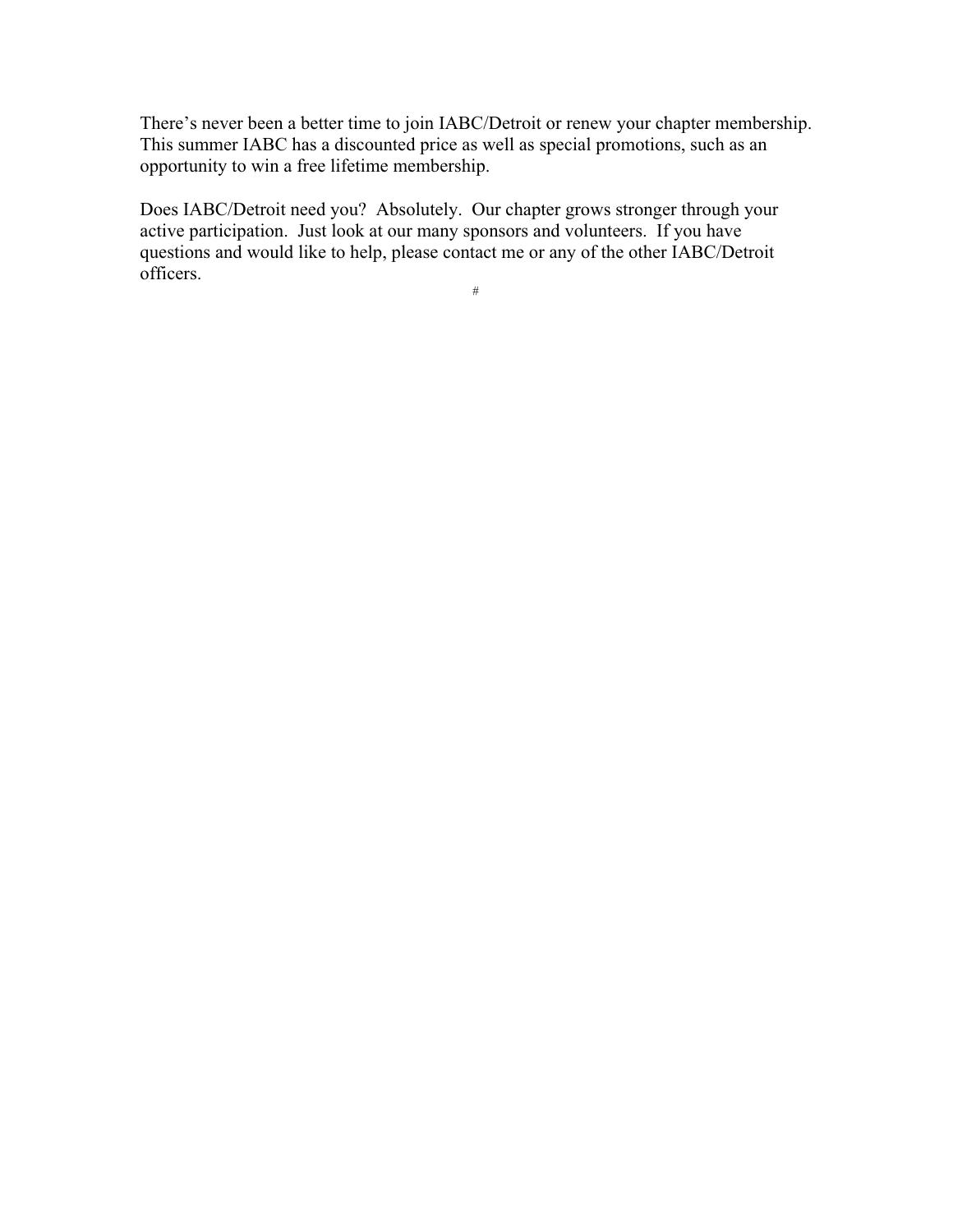There's never been a better time to join IABC/Detroit or renew your chapter membership. This summer IABC has a discounted price as well as special promotions, such as an opportunity to win a free lifetime membership.

Does IABC/Detroit need you? Absolutely. Our chapter grows stronger through your active participation. Just look at our many sponsors and volunteers. If you have questions and would like to help, please contact me or any of the other IABC/Detroit officers.

#